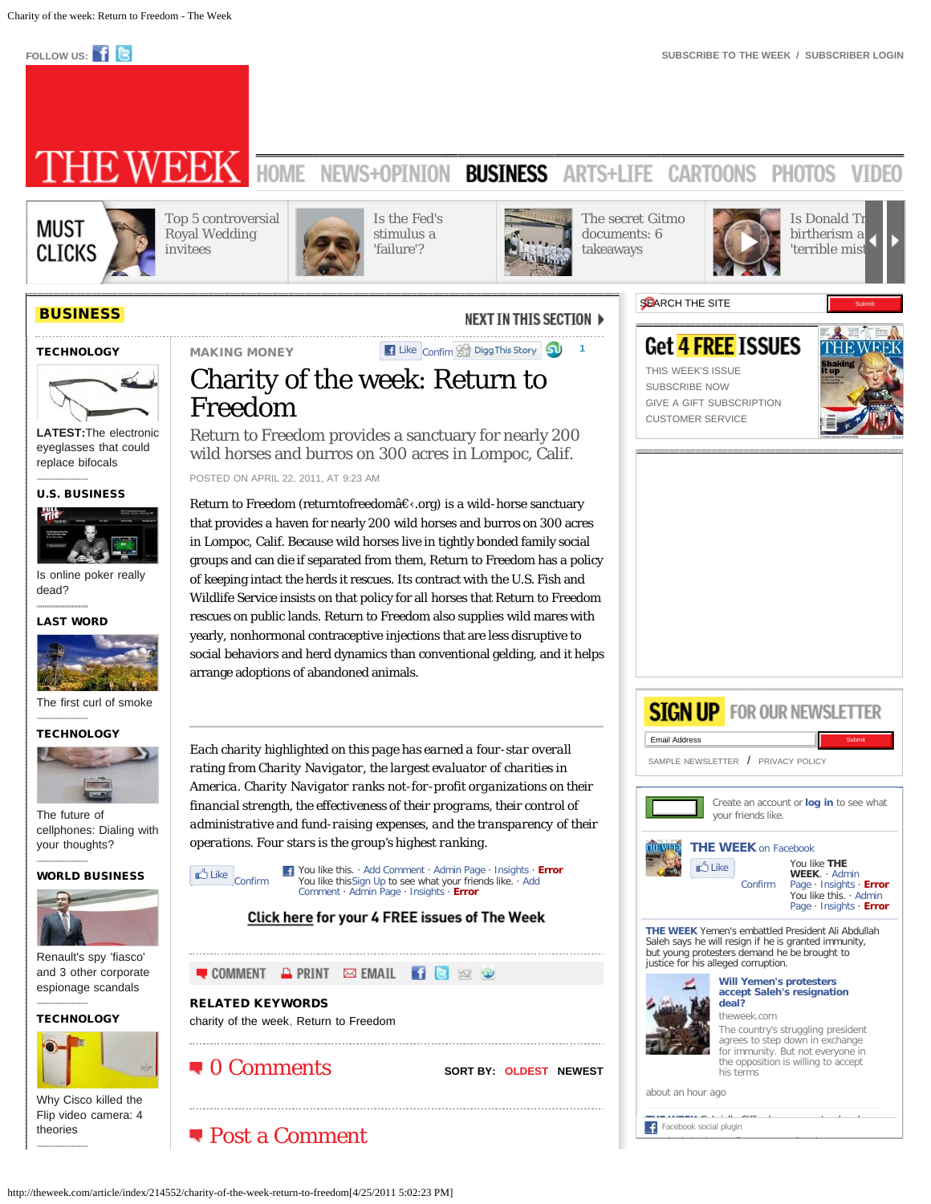# Charity of the week: Return to Freedom

MAKING MONEY

Return to Freedom provides a sanctuary for nearly 200 wild horses and burros on 300 acres in Lompoc, Calif.

POSTED ON APRIL 22, 2011, AT 9:23 AM

Return to Freedom (returntofreedomâ€‹.org) is a wild-horse sanctuary that provides a haven for nearly 200 wild horses and burros on 300 acres in Lompoc, Calif. Because wild horses live in tightly bonded family social groups and can die if separated from them, Return to Freedom has a policy of keeping intact the herds it rescues. Its contract with the U.S. Fish and Wildlife Service insists on that policy for all horses that Return to Freedom rescues on public lands. Return to Freedom also supplies wild mares with yearly, nonhormonal contraceptive injections that are less disruptive to social behaviors and herd dynamics than conventional gelding, and it helps arrange adoptions of abandoned animals.

---

Each charity highlighted on this page has earned a four-star overall rating from Charity Navigator, the largest evaluator of charities in America. Charity Navigator ranks not-for-profit organizations on their financial strength, the effectiveness of their programs, their control of administrative and fund-raising expenses, and the transparency of their operations. Four stars is the group's highest ranking.

**Click here for your 4 FREE issues of The Week**

COMMENT PRINT EMAIL

**RELATED KEYWORDS**

charity of the week, Return to Freedom

## 0 Comments

SORT BY: OLDEST NEWEST

## Post a Comment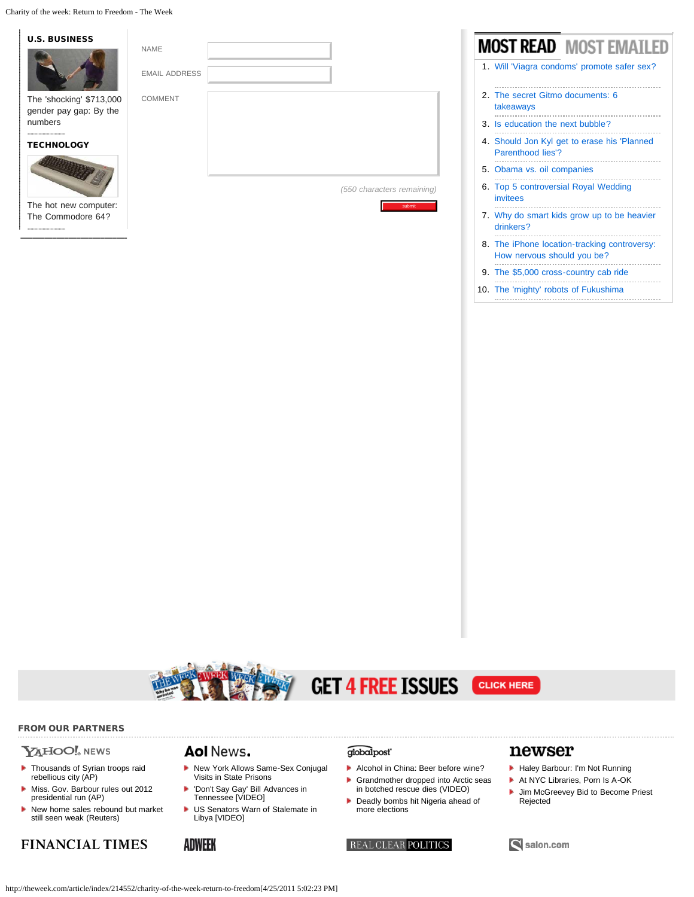## U.S. BUSINESS

The 'shocking' $713,000 gender pay gap: By the numbers

## TECHNOLOGY

The hot new computer: The Commodore 64?

NAME

EMAIL ADDRESS

COMMENT

*(550 characters remaining)*

submit

## MOST READ MOST EMAILED

1. Will 'Viagra condoms' promote safer sex?
2. The secret Gitmo documents: 6 takeaways
3. Is education the next bubble?
4. Should Jon Kyl get to erase his 'Planned Parenthood lies'?
5. Obama vs. oil companies
6. Top 5 controversial Royal Wedding invitees
7. Why do smart kids grow up to be heavier drinkers?
8. The iPhone location-tracking controversy: How nervous should you be?
9. The $5,000 cross-country cab ride
10. The 'mighty' robots of Fukushima

GET 4 FREE ISSUES CLICK HERE

## FROM OUR PARTNERS

**YAHOO! NEWS**

- Thousands of Syrian troops raid rebellious city (AP)
- Miss. Gov. Barbour rules out 2012 presidential run (AP)
- New home sales rebound but market still seen weak (Reuters)

**Aol News.**

- New York Allows Same-Sex Conjugal Visits in State Prisons
- 'Don't Say Gay' Bill Advances in Tennessee [VIDEO]
- US Senators Warn of Stalemate in Libya [VIDEO]

**globalpost**

- Alcohol in China: Beer before wine?
- Grandmother dropped into Arctic seas in botched rescue dies (VIDEO)
- Deadly bombs hit Nigeria ahead of more elections

**newser**

- Haley Barbour: I'm Not Running
- At NYC Libraries, Porn Is A-OK
- Jim McGreevey Bid to Become Priest Rejected

FINANCIAL TIMES ADWEEK REAL CLEAR POLITICS salon.com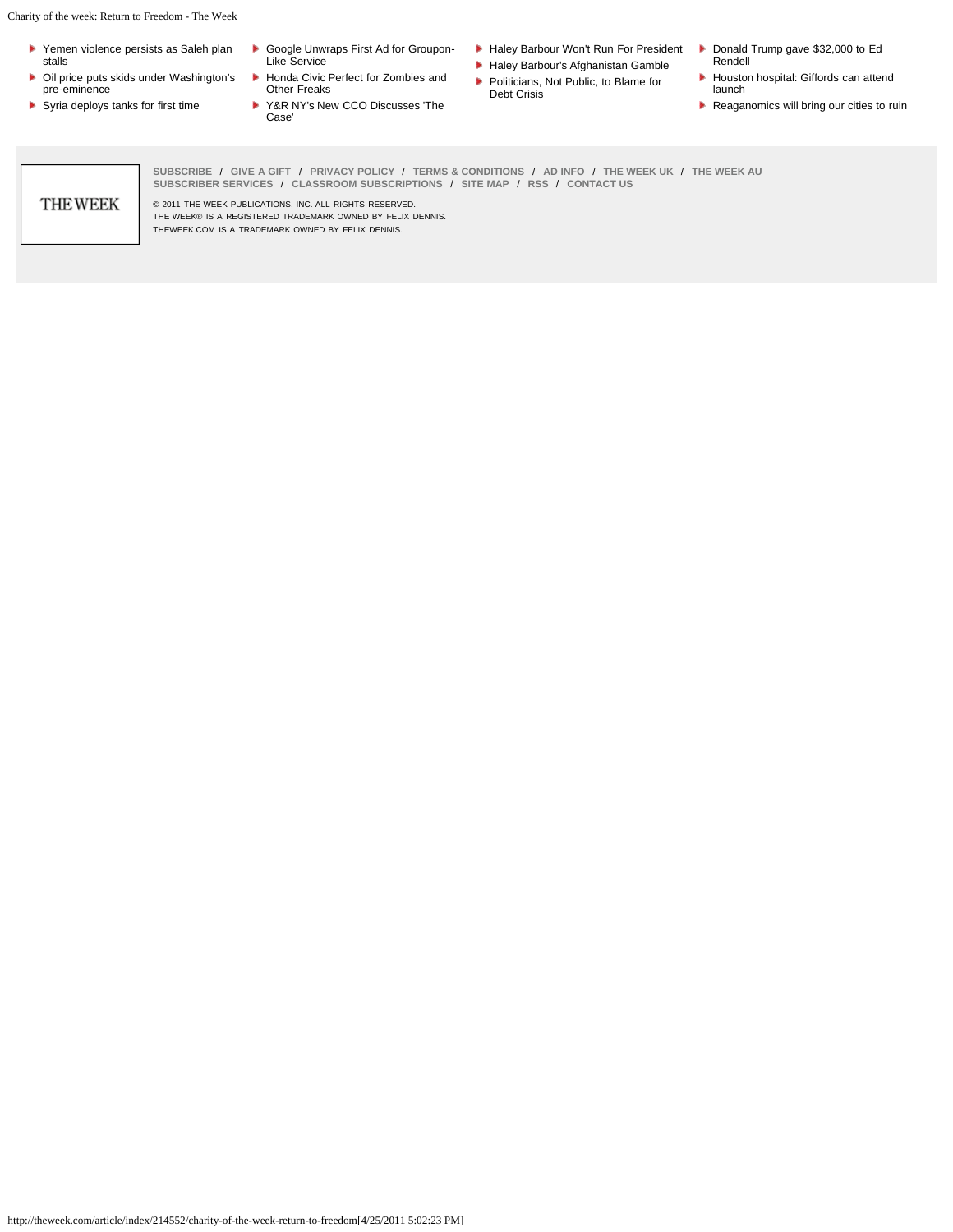- Yemen violence persists as Saleh plan stalls
- Oil price puts skids under Washington's pre-eminence
- Syria deploys tanks for first time

- Google Unwraps First Ad for Groupon-Like Service
- Honda Civic Perfect for Zombies and Other Freaks
- Y&R NY's New CCO Discusses 'The Case'

- Haley Barbour Won't Run For President
- Haley Barbour's Afghanistan Gamble
- Politicians, Not Public, to Blame for Debt Crisis

- Donald Trump gave $32,000 to Ed Rendell
- Houston hospital: Giffords can attend launch
- Reaganomics will bring our cities to ruin

THE WEEK

SUBSCRIBE / GIVE A GIFT / PRIVACY POLICY / TERMS & CONDITIONS / AD INFO / THE WEEK UK / THE WEEK AU
SUBSCRIBER SERVICES / CLASSROOM SUBSCRIPTIONS / SITE MAP / RSS / CONTACT US

© 2011 THE WEEK PUBLICATIONS, INC. ALL RIGHTS RESERVED.
THE WEEK® IS A REGISTERED TRADEMARK OWNED BY FELIX DENNIS.
THEWEEK.COM IS A TRADEMARK OWNED BY FELIX DENNIS.